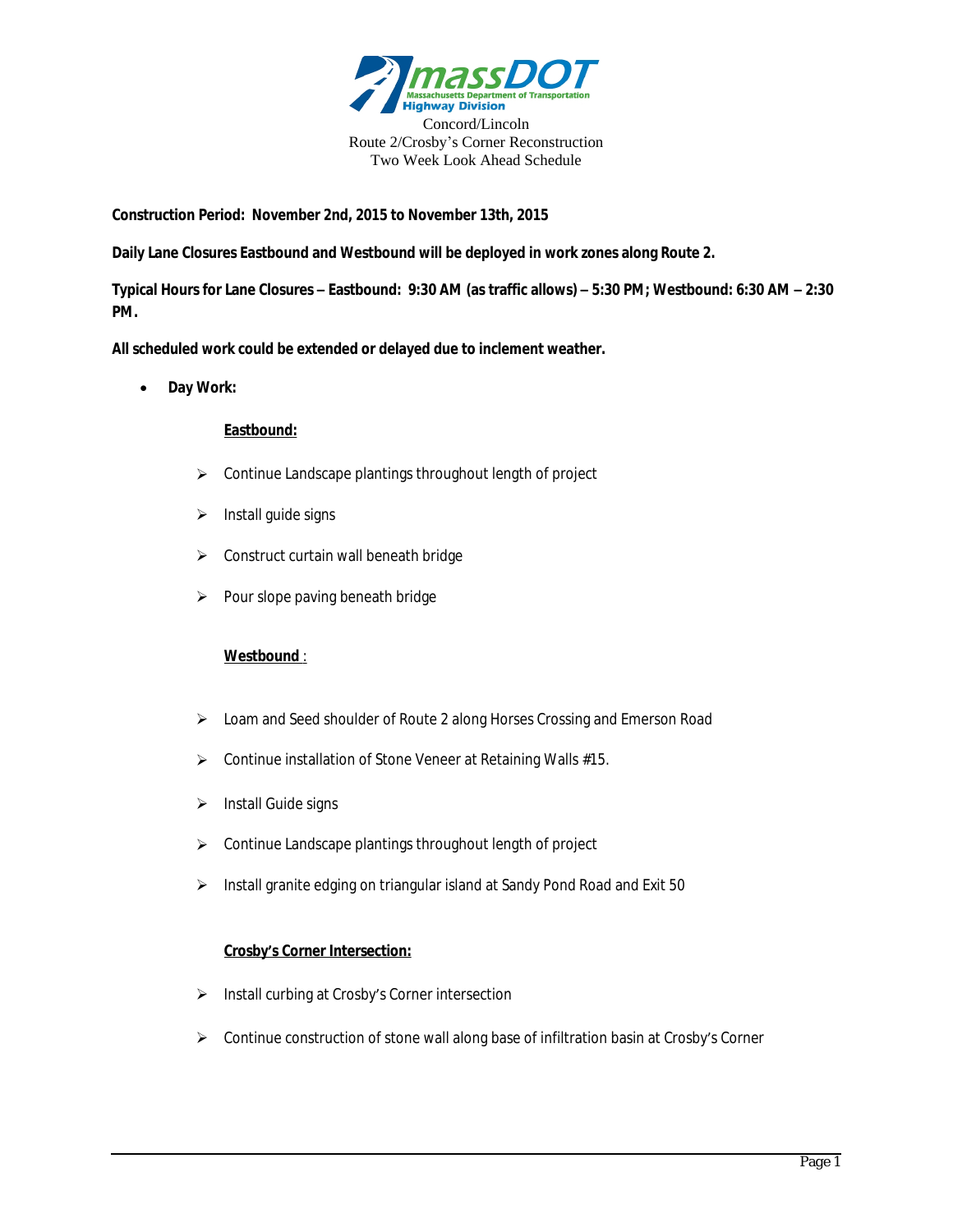massDOT
Massachusetts Department of Transportation
Highway Division

Concord/Lincoln
Route 2/Crosby's Corner Reconstruction
Two Week Look Ahead Schedule

**Construction Period: November 2nd, 2015 to November 13th, 2015**

**Daily Lane Closures Eastbound and Westbound will be deployed in work zones along Route 2.**

**Typical Hours for Lane Closures – Eastbound: 9:30 AM (as traffic allows) – 5:30 PM; Westbound: 6:30 AM – 2:30 PM.**

**All scheduled work could be extended or delayed due to inclement weather.**

- **Day Work:**

**Eastbound:**

- Continue Landscape plantings throughout length of project
- Install guide signs
- Construct curtain wall beneath bridge
- Pour slope paving beneath bridge

**Westbound** :

- Loam and Seed shoulder of Route 2 along Horses Crossing and Emerson Road
- Continue installation of Stone Veneer at Retaining Walls #15.
- Install Guide signs
- Continue Landscape plantings throughout length of project
- Install granite edging on triangular island at Sandy Pond Road and Exit 50

**Crosby's Corner Intersection:**

- Install curbing at Crosby's Corner intersection
- Continue construction of stone wall along base of infiltration basin at Crosby's Corner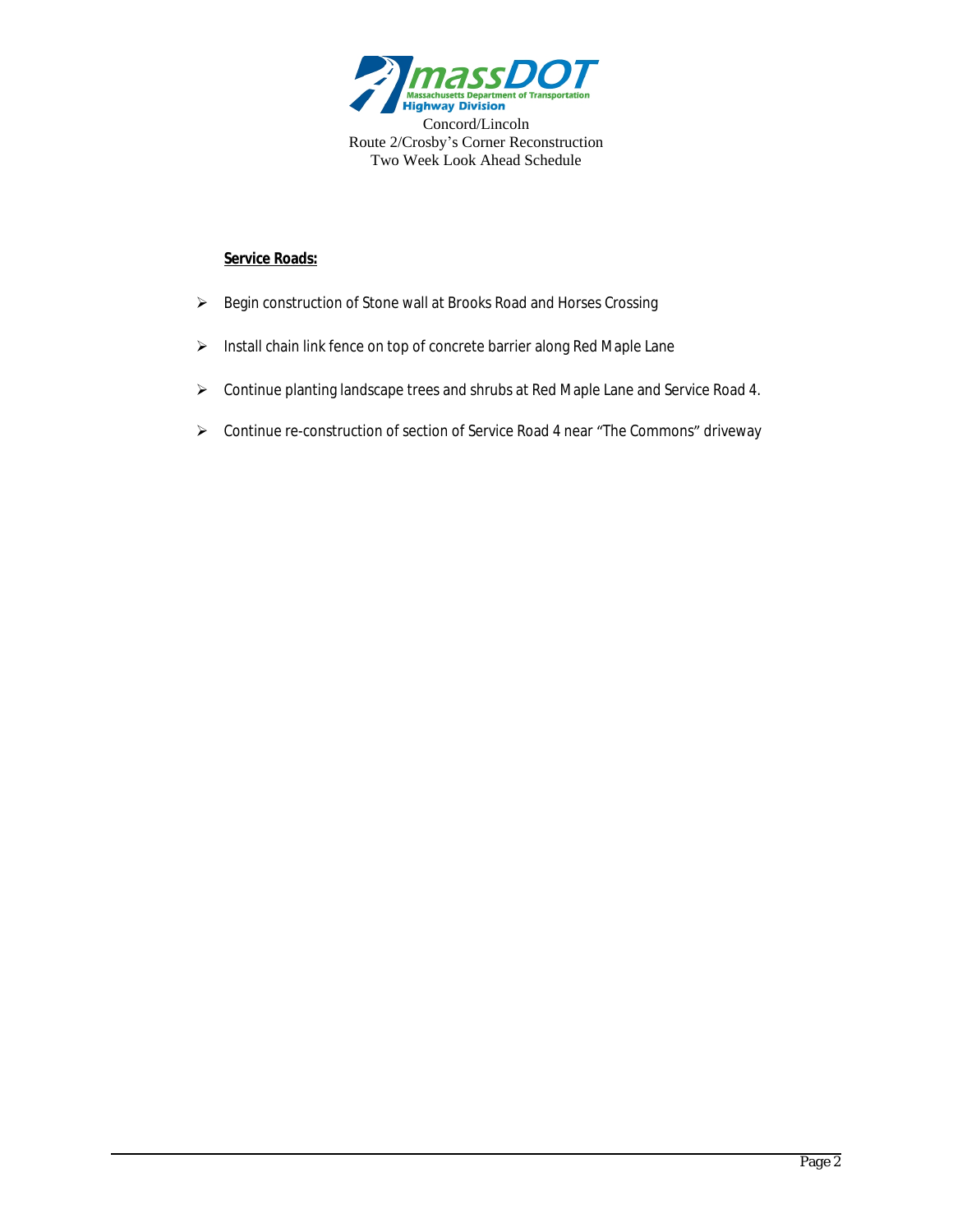Concord/Lincoln
Route 2/Crosby's Corner Reconstruction
Two Week Look Ahead Schedule

**Service Roads:**

- Begin construction of Stone wall at Brooks Road and Horses Crossing
- Install chain link fence on top of concrete barrier along Red Maple Lane
- Continue planting landscape trees and shrubs at Red Maple Lane and Service Road 4.
- Continue re-construction of section of Service Road 4 near "The Commons" driveway